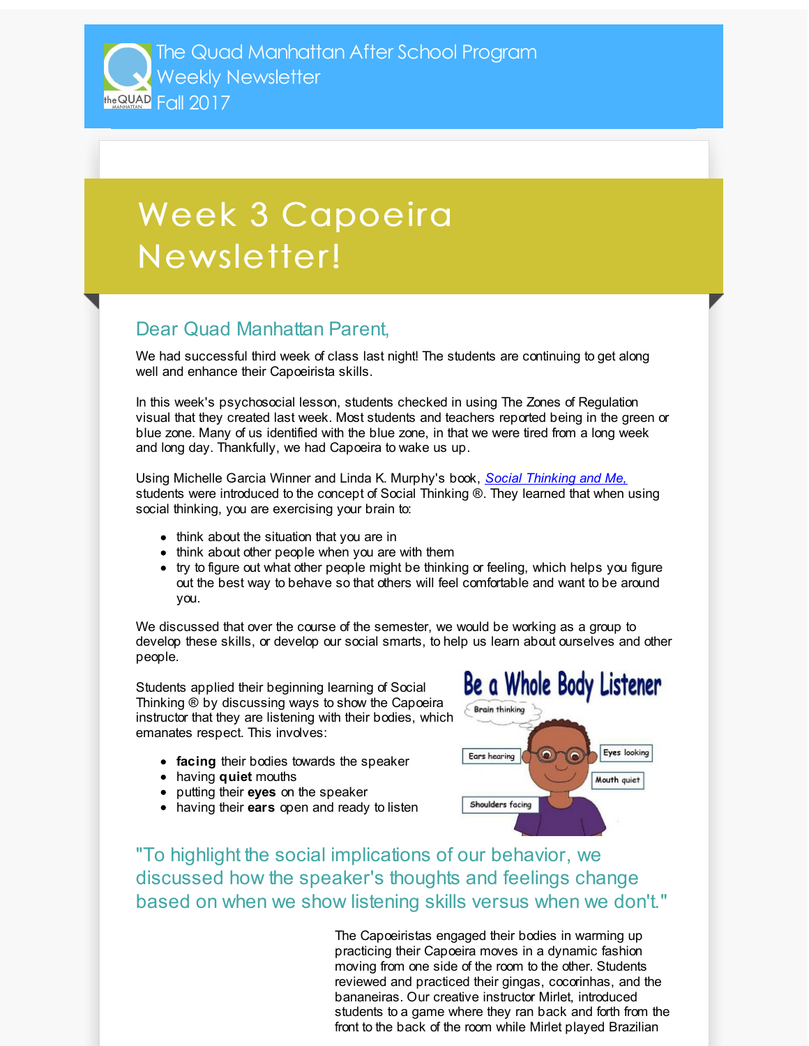The Quad Manhattan After School Program Weekly Newsletter Fall 2017

# Week 3 Capoeira Newsletter!

## Dear Quad Manhattan Parent,

We had successful third week of class last night! The students are continuing to get along well and enhance their Capoeirista skills.

In this week's psychosocial lesson, students checked in using The Zones of Regulation visual that they created last week. Most students and teachers reported being in the green or blue zone. Many of us identified with the blue zone, in that we were tired from a long week and long day. Thankfully, we had Capoeira to wake us up.

Using Michelle Garcia Winner and Linda K. Murphy's book, *Social Thinking and Me,* students were introduced to the concept of Social Thinking ®. They learned that when using social thinking, you are exercising your brain to:

- think about the situation that you are in
- think about other people when you are with them
- try to figure out what other people might be thinking or feeling, which helps you figure out the best way to behave so that others will feel comfortable and want to be around you.

We discussed that over the course of the semester, we would be working as a group to develop these skills, or develop our social smarts, to help us learn about ourselves and other people.

Students applied their beginning learning of Social Thinking ® by discussing ways to show the Capoeira instructor that they are listening with their bodies, which emanates respect. This involves:

- **facing** their bodies towards the speaker
- having **quiet** mouths
- putting their **eyes** on the speaker
- having their **ears** open and ready to listen

Be a Whole Body Listener

Brain thinking

Ears hearing

Eyes looking

Mouth quiet

Shoulders facing

### "To highlight the social implications of our behavior, we discussed how the speaker's thoughts and feelings change based on when we show listening skills versus when we don't."

The Capoeiristas engaged their bodies in warming up practicing their Capoeira moves in a dynamic fashion moving from one side of the room to the other. Students reviewed and practiced their gingas, cocorinhas, and the bananeiras. Our creative instructor Mirlet, introduced students to a game where they ran back and forth from the front to the back of the room while Mirlet played Brazilian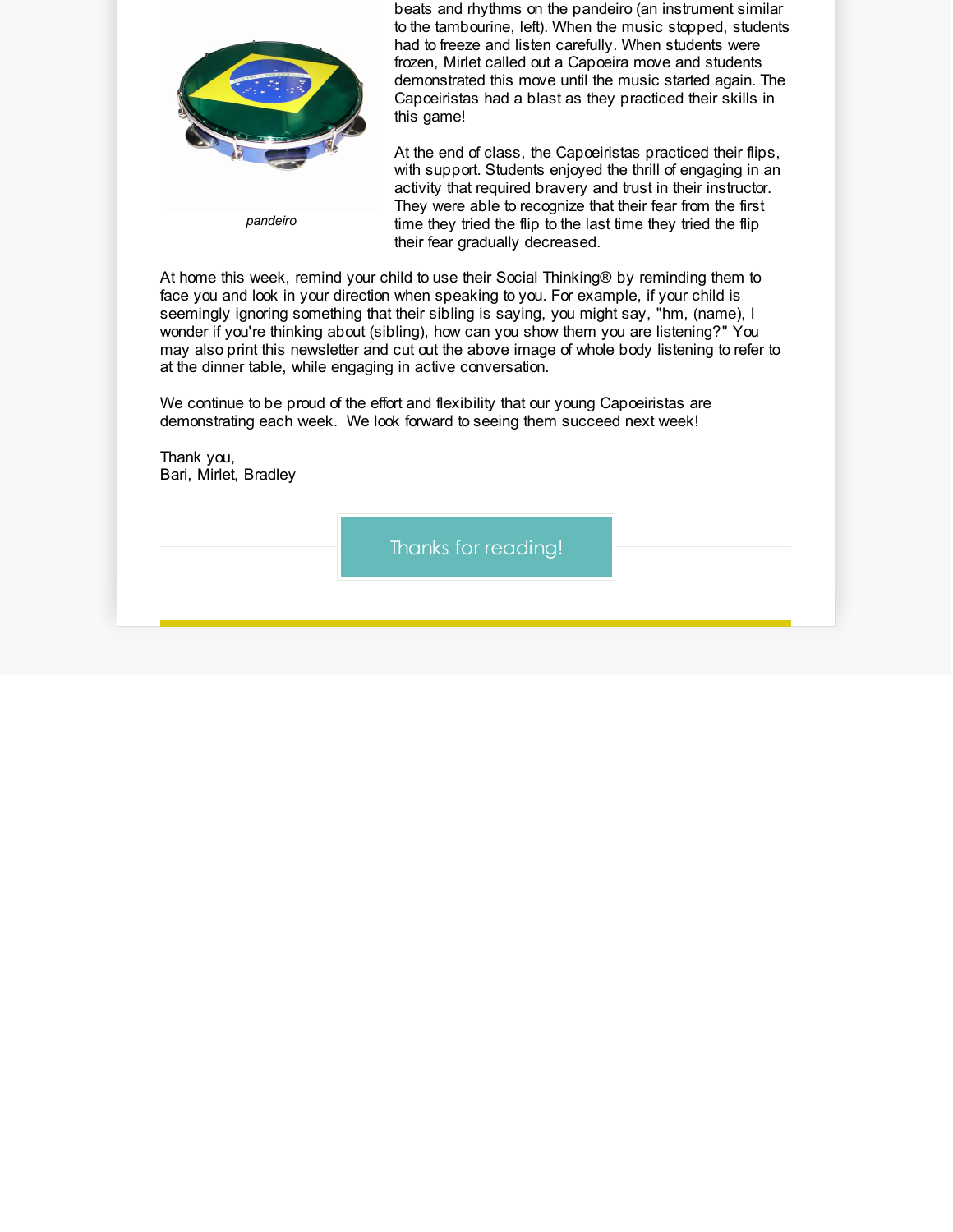*pandeiro*

beats and rhythms on the pandeiro (an instrument similar to the tambourine, left). When the music stopped, students had to freeze and listen carefully. When students were frozen, Mirlet called out a Capoeira move and students demonstrated this move until the music started again. The Capoeiristas had a blast as they practiced their skills in this game!

At the end of class, the Capoeiristas practiced their flips, with support. Students enjoyed the thrill of engaging in an activity that required bravery and trust in their instructor. They were able to recognize that their fear from the first time they tried the flip to the last time they tried the flip their fear gradually decreased.

At home this week, remind your child to use their Social Thinking® by reminding them to face you and look in your direction when speaking to you. For example, if your child is seemingly ignoring something that their sibling is saying, you might say, "hm, (name), I wonder if you're thinking about (sibling), how can you show them you are listening?" You may also print this newsletter and cut out the above image of whole body listening to refer to at the dinner table, while engaging in active conversation.

We continue to be proud of the effort and flexibility that our young Capoeiristas are demonstrating each week.  We look forward to seeing them succeed next week!

Thank you,
Bari, Mirlet, Bradley

Thanks for reading!